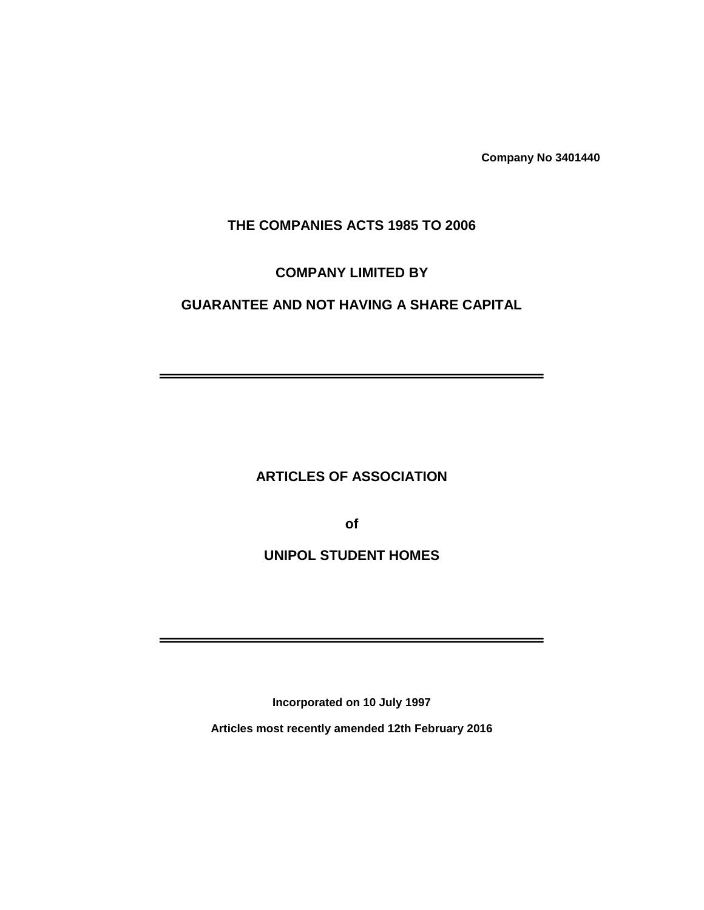**Company No 3401440**

# THE COMPANIES ACTS 1985 TO 2006

## COMPANY LIMITED BY

## GUARANTEE AND NOT HAVING A SHARE CAPITAL

---

# ARTICLES OF ASSOCIATION

**of**

# UNIPOL STUDENT HOMES

---

**Incorporated on 10 July 1997**

**Articles most recently amended 12th February 2016**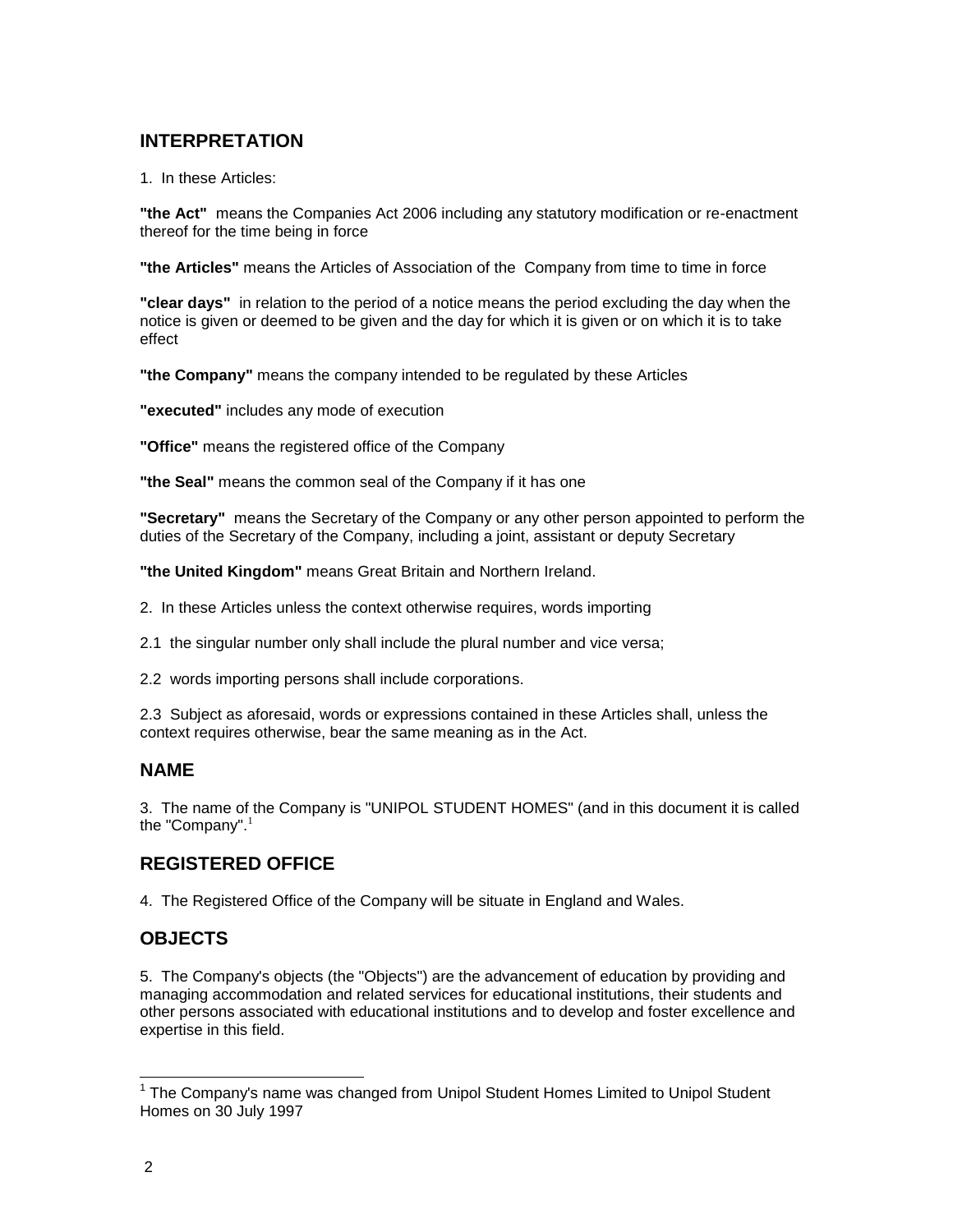## INTERPRETATION

1. In these Articles:

**"the Act"** means the Companies Act 2006 including any statutory modification or re-enactment thereof for the time being in force

**"the Articles"** means the Articles of Association of the Company from time to time in force

**"clear days"** in relation to the period of a notice means the period excluding the day when the notice is given or deemed to be given and the day for which it is given or on which it is to take effect

**"the Company"** means the company intended to be regulated by these Articles

**"executed"** includes any mode of execution

**"Office"** means the registered office of the Company

**"the Seal"** means the common seal of the Company if it has one

**"Secretary"** means the Secretary of the Company or any other person appointed to perform the duties of the Secretary of the Company, including a joint, assistant or deputy Secretary

**"the United Kingdom"** means Great Britain and Northern Ireland.

2. In these Articles unless the context otherwise requires, words importing

2.1 the singular number only shall include the plural number and vice versa;

2.2 words importing persons shall include corporations.

2.3 Subject as aforesaid, words or expressions contained in these Articles shall, unless the context requires otherwise, bear the same meaning as in the Act.

## NAME

3. The name of the Company is "UNIPOL STUDENT HOMES" (and in this document it is called the "Company".[1]

## REGISTERED OFFICE

4. The Registered Office of the Company will be situate in England and Wales.

## OBJECTS

5. The Company's objects (the "Objects") are the advancement of education by providing and managing accommodation and related services for educational institutions, their students and other persons associated with educational institutions and to develop and foster excellence and expertise in this field.

---

[1] The Company's name was changed from Unipol Student Homes Limited to Unipol Student Homes on 30 July 1997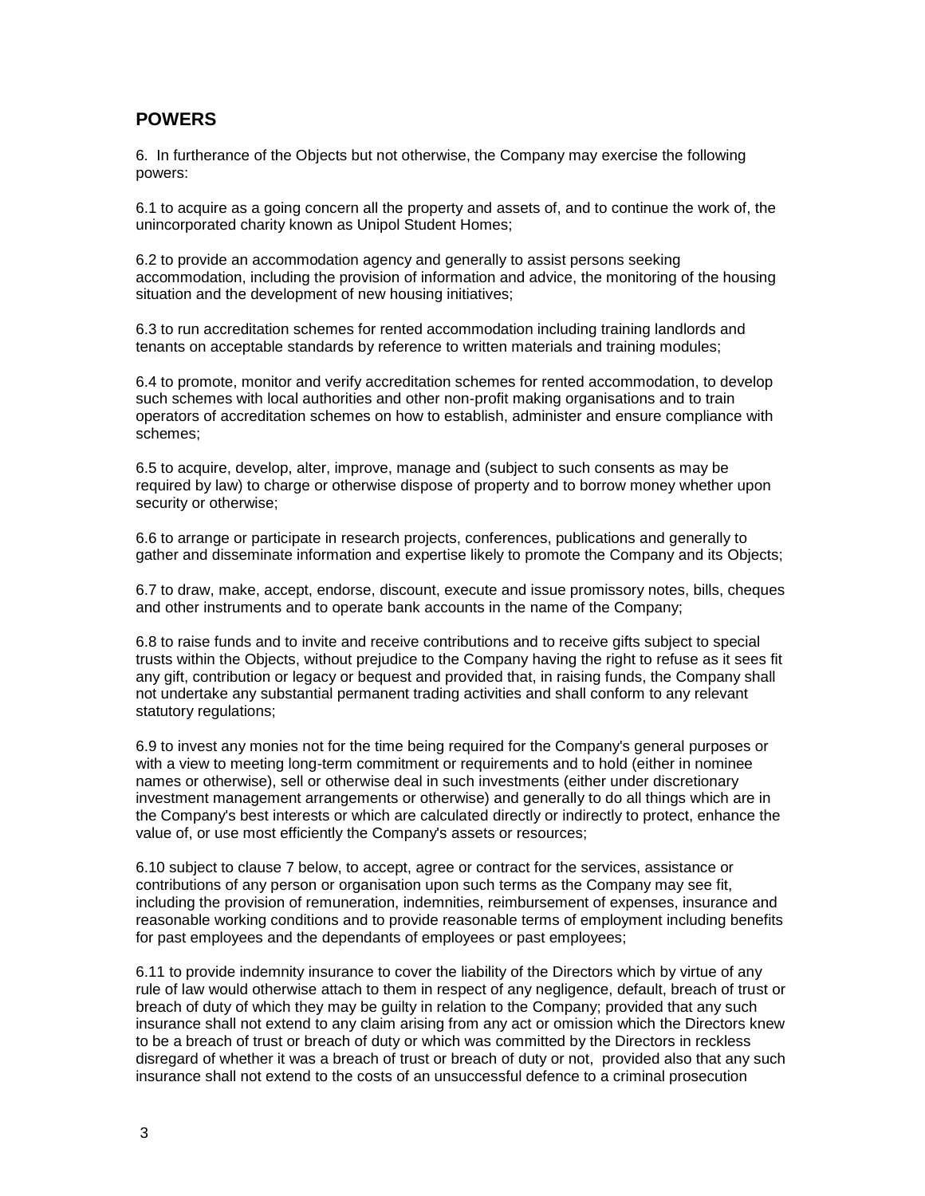## POWERS

6. In furtherance of the Objects but not otherwise, the Company may exercise the following powers:

6.1 to acquire as a going concern all the property and assets of, and to continue the work of, the unincorporated charity known as Unipol Student Homes;

6.2 to provide an accommodation agency and generally to assist persons seeking accommodation, including the provision of information and advice, the monitoring of the housing situation and the development of new housing initiatives;

6.3 to run accreditation schemes for rented accommodation including training landlords and tenants on acceptable standards by reference to written materials and training modules;

6.4 to promote, monitor and verify accreditation schemes for rented accommodation, to develop such schemes with local authorities and other non-profit making organisations and to train operators of accreditation schemes on how to establish, administer and ensure compliance with schemes;

6.5 to acquire, develop, alter, improve, manage and (subject to such consents as may be required by law) to charge or otherwise dispose of property and to borrow money whether upon security or otherwise;

6.6 to arrange or participate in research projects, conferences, publications and generally to gather and disseminate information and expertise likely to promote the Company and its Objects;

6.7 to draw, make, accept, endorse, discount, execute and issue promissory notes, bills, cheques and other instruments and to operate bank accounts in the name of the Company;

6.8 to raise funds and to invite and receive contributions and to receive gifts subject to special trusts within the Objects, without prejudice to the Company having the right to refuse as it sees fit any gift, contribution or legacy or bequest and provided that, in raising funds, the Company shall not undertake any substantial permanent trading activities and shall conform to any relevant statutory regulations;

6.9 to invest any monies not for the time being required for the Company's general purposes or with a view to meeting long-term commitment or requirements and to hold (either in nominee names or otherwise), sell or otherwise deal in such investments (either under discretionary investment management arrangements or otherwise) and generally to do all things which are in the Company's best interests or which are calculated directly or indirectly to protect, enhance the value of, or use most efficiently the Company's assets or resources;

6.10 subject to clause 7 below, to accept, agree or contract for the services, assistance or contributions of any person or organisation upon such terms as the Company may see fit, including the provision of remuneration, indemnities, reimbursement of expenses, insurance and reasonable working conditions and to provide reasonable terms of employment including benefits for past employees and the dependants of employees or past employees;

6.11 to provide indemnity insurance to cover the liability of the Directors which by virtue of any rule of law would otherwise attach to them in respect of any negligence, default, breach of trust or breach of duty of which they may be guilty in relation to the Company; provided that any such insurance shall not extend to any claim arising from any act or omission which the Directors knew to be a breach of trust or breach of duty or which was committed by the Directors in reckless disregard of whether it was a breach of trust or breach of duty or not, provided also that any such insurance shall not extend to the costs of an unsuccessful defence to a criminal prosecution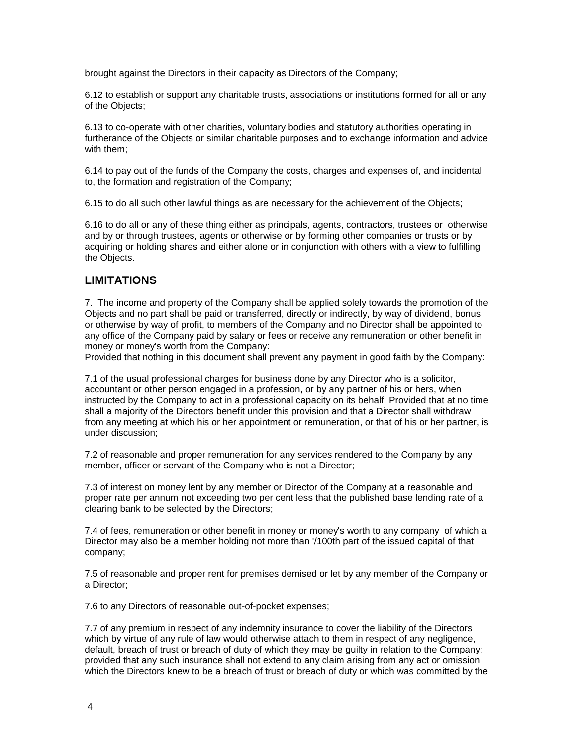brought against the Directors in their capacity as Directors of the Company;

6.12 to establish or support any charitable trusts, associations or institutions formed for all or any of the Objects;

6.13 to co-operate with other charities, voluntary bodies and statutory authorities operating in furtherance of the Objects or similar charitable purposes and to exchange information and advice with them;

6.14 to pay out of the funds of the Company the costs, charges and expenses of, and incidental to, the formation and registration of the Company;

6.15 to do all such other lawful things as are necessary for the achievement of the Objects;

6.16 to do all or any of these thing either as principals, agents, contractors, trustees or otherwise and by or through trustees, agents or otherwise or by forming other companies or trusts or by acquiring or holding shares and either alone or in conjunction with others with a view to fulfilling the Objects.

## LIMITATIONS

7. The income and property of the Company shall be applied solely towards the promotion of the Objects and no part shall be paid or transferred, directly or indirectly, by way of dividend, bonus or otherwise by way of profit, to members of the Company and no Director shall be appointed to any office of the Company paid by salary or fees or receive any remuneration or other benefit in money or money's worth from the Company:
Provided that nothing in this document shall prevent any payment in good faith by the Company:

7.1 of the usual professional charges for business done by any Director who is a solicitor, accountant or other person engaged in a profession, or by any partner of his or hers, when instructed by the Company to act in a professional capacity on its behalf: Provided that at no time shall a majority of the Directors benefit under this provision and that a Director shall withdraw from any meeting at which his or her appointment or remuneration, or that of his or her partner, is under discussion;

7.2 of reasonable and proper remuneration for any services rendered to the Company by any member, officer or servant of the Company who is not a Director;

7.3 of interest on money lent by any member or Director of the Company at a reasonable and proper rate per annum not exceeding two per cent less that the published base lending rate of a clearing bank to be selected by the Directors;

7.4 of fees, remuneration or other benefit in money or money's worth to any company of which a Director may also be a member holding not more than '/100th part of the issued capital of that company;

7.5 of reasonable and proper rent for premises demised or let by any member of the Company or a Director;

7.6 to any Directors of reasonable out-of-pocket expenses;

7.7 of any premium in respect of any indemnity insurance to cover the liability of the Directors which by virtue of any rule of law would otherwise attach to them in respect of any negligence, default, breach of trust or breach of duty of which they may be guilty in relation to the Company; provided that any such insurance shall not extend to any claim arising from any act or omission which the Directors knew to be a breach of trust or breach of duty or which was committed by the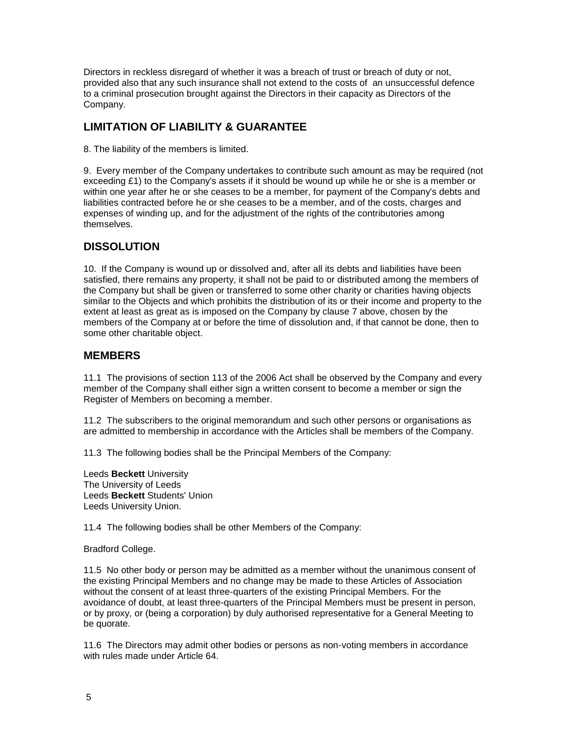Directors in reckless disregard of whether it was a breach of trust or breach of duty or not, provided also that any such insurance shall not extend to the costs of an unsuccessful defence to a criminal prosecution brought against the Directors in their capacity as Directors of the Company.

## LIMITATION OF LIABILITY & GUARANTEE

8. The liability of the members is limited.

9. Every member of the Company undertakes to contribute such amount as may be required (not exceeding £1) to the Company's assets if it should be wound up while he or she is a member or within one year after he or she ceases to be a member, for payment of the Company's debts and liabilities contracted before he or she ceases to be a member, and of the costs, charges and expenses of winding up, and for the adjustment of the rights of the contributories among themselves.

## DISSOLUTION

10. If the Company is wound up or dissolved and, after all its debts and liabilities have been satisfied, there remains any property, it shall not be paid to or distributed among the members of the Company but shall be given or transferred to some other charity or charities having objects similar to the Objects and which prohibits the distribution of its or their income and property to the extent at least as great as is imposed on the Company by clause 7 above, chosen by the members of the Company at or before the time of dissolution and, if that cannot be done, then to some other charitable object.

## MEMBERS

11.1 The provisions of section 113 of the 2006 Act shall be observed by the Company and every member of the Company shall either sign a written consent to become a member or sign the Register of Members on becoming a member.

11.2 The subscribers to the original memorandum and such other persons or organisations as are admitted to membership in accordance with the Articles shall be members of the Company.

11.3 The following bodies shall be the Principal Members of the Company:

Leeds **Beckett** University
The University of Leeds
Leeds **Beckett** Students' Union
Leeds University Union.

11.4 The following bodies shall be other Members of the Company:

Bradford College.

11.5 No other body or person may be admitted as a member without the unanimous consent of the existing Principal Members and no change may be made to these Articles of Association without the consent of at least three-quarters of the existing Principal Members. For the avoidance of doubt, at least three-quarters of the Principal Members must be present in person, or by proxy, or (being a corporation) by duly authorised representative for a General Meeting to be quorate.

11.6 The Directors may admit other bodies or persons as non-voting members in accordance with rules made under Article 64.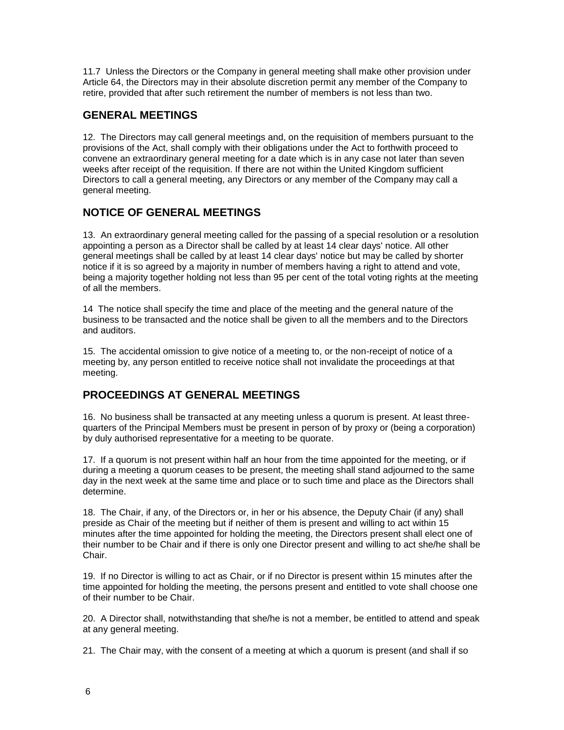11.7 Unless the Directors or the Company in general meeting shall make other provision under Article 64, the Directors may in their absolute discretion permit any member of the Company to retire, provided that after such retirement the number of members is not less than two.

## GENERAL MEETINGS

12. The Directors may call general meetings and, on the requisition of members pursuant to the provisions of the Act, shall comply with their obligations under the Act to forthwith proceed to convene an extraordinary general meeting for a date which is in any case not later than seven weeks after receipt of the requisition. If there are not within the United Kingdom sufficient Directors to call a general meeting, any Directors or any member of the Company may call a general meeting.

## NOTICE OF GENERAL MEETINGS

13. An extraordinary general meeting called for the passing of a special resolution or a resolution appointing a person as a Director shall be called by at least 14 clear days' notice. All other general meetings shall be called by at least 14 clear days' notice but may be called by shorter notice if it is so agreed by a majority in number of members having a right to attend and vote, being a majority together holding not less than 95 per cent of the total voting rights at the meeting of all the members.

14 The notice shall specify the time and place of the meeting and the general nature of the business to be transacted and the notice shall be given to all the members and to the Directors and auditors.

15. The accidental omission to give notice of a meeting to, or the non-receipt of notice of a meeting by, any person entitled to receive notice shall not invalidate the proceedings at that meeting.

## PROCEEDINGS AT GENERAL MEETINGS

16. No business shall be transacted at any meeting unless a quorum is present. At least three-quarters of the Principal Members must be present in person of by proxy or (being a corporation) by duly authorised representative for a meeting to be quorate.

17. If a quorum is not present within half an hour from the time appointed for the meeting, or if during a meeting a quorum ceases to be present, the meeting shall stand adjourned to the same day in the next week at the same time and place or to such time and place as the Directors shall determine.

18. The Chair, if any, of the Directors or, in her or his absence, the Deputy Chair (if any) shall preside as Chair of the meeting but if neither of them is present and willing to act within 15 minutes after the time appointed for holding the meeting, the Directors present shall elect one of their number to be Chair and if there is only one Director present and willing to act she/he shall be Chair.

19. If no Director is willing to act as Chair, or if no Director is present within 15 minutes after the time appointed for holding the meeting, the persons present and entitled to vote shall choose one of their number to be Chair.

20. A Director shall, notwithstanding that she/he is not a member, be entitled to attend and speak at any general meeting.

21. The Chair may, with the consent of a meeting at which a quorum is present (and shall if so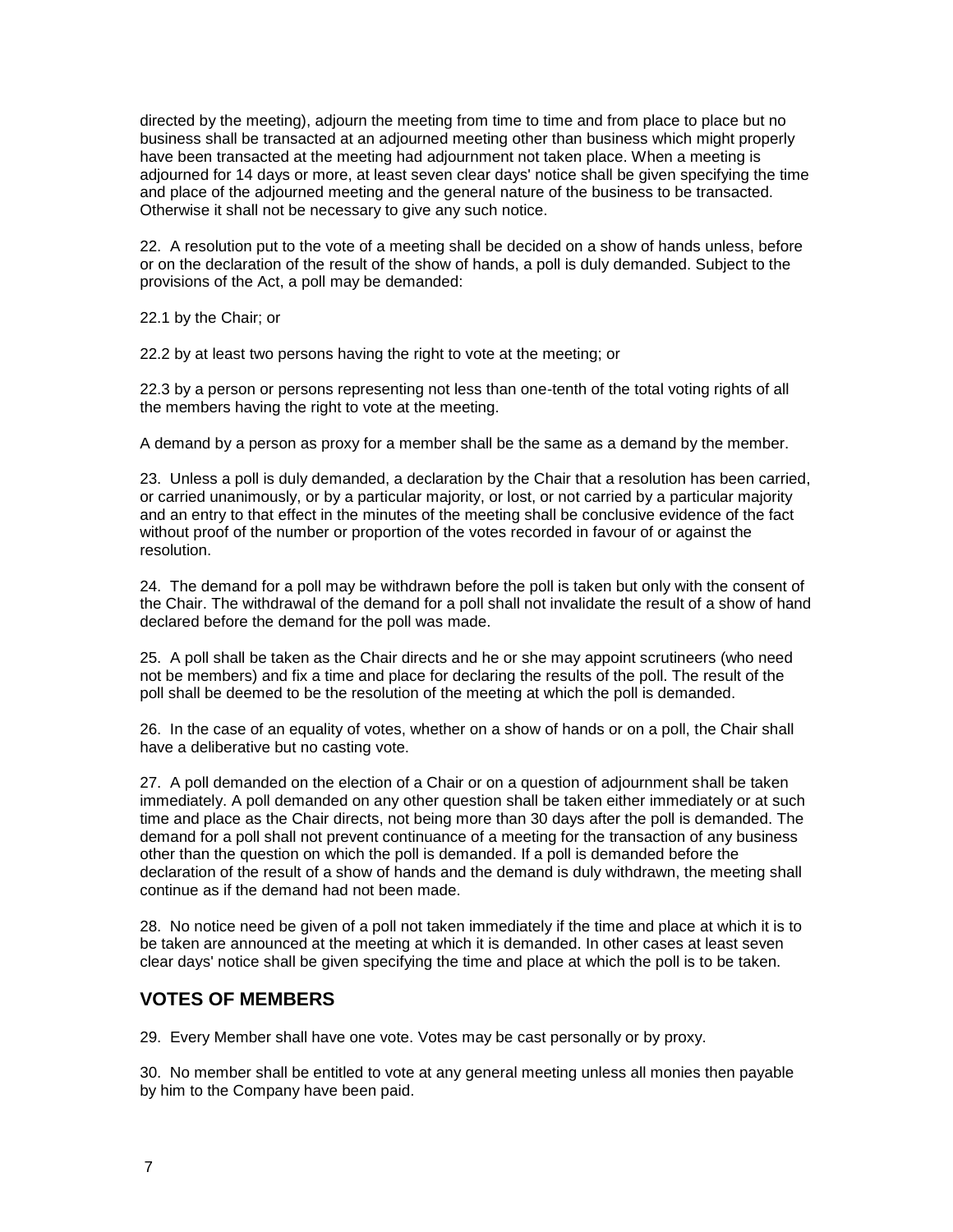directed by the meeting), adjourn the meeting from time to time and from place to place but no business shall be transacted at an adjourned meeting other than business which might properly have been transacted at the meeting had adjournment not taken place. When a meeting is adjourned for 14 days or more, at least seven clear days' notice shall be given specifying the time and place of the adjourned meeting and the general nature of the business to be transacted. Otherwise it shall not be necessary to give any such notice.

22. A resolution put to the vote of a meeting shall be decided on a show of hands unless, before or on the declaration of the result of the show of hands, a poll is duly demanded. Subject to the provisions of the Act, a poll may be demanded:

22.1 by the Chair; or

22.2 by at least two persons having the right to vote at the meeting; or

22.3 by a person or persons representing not less than one-tenth of the total voting rights of all the members having the right to vote at the meeting.

A demand by a person as proxy for a member shall be the same as a demand by the member.

23. Unless a poll is duly demanded, a declaration by the Chair that a resolution has been carried, or carried unanimously, or by a particular majority, or lost, or not carried by a particular majority and an entry to that effect in the minutes of the meeting shall be conclusive evidence of the fact without proof of the number or proportion of the votes recorded in favour of or against the resolution.

24. The demand for a poll may be withdrawn before the poll is taken but only with the consent of the Chair. The withdrawal of the demand for a poll shall not invalidate the result of a show of hand declared before the demand for the poll was made.

25. A poll shall be taken as the Chair directs and he or she may appoint scrutineers (who need not be members) and fix a time and place for declaring the results of the poll. The result of the poll shall be deemed to be the resolution of the meeting at which the poll is demanded.

26. In the case of an equality of votes, whether on a show of hands or on a poll, the Chair shall have a deliberative but no casting vote.

27. A poll demanded on the election of a Chair or on a question of adjournment shall be taken immediately. A poll demanded on any other question shall be taken either immediately or at such time and place as the Chair directs, not being more than 30 days after the poll is demanded. The demand for a poll shall not prevent continuance of a meeting for the transaction of any business other than the question on which the poll is demanded. If a poll is demanded before the declaration of the result of a show of hands and the demand is duly withdrawn, the meeting shall continue as if the demand had not been made.

28. No notice need be given of a poll not taken immediately if the time and place at which it is to be taken are announced at the meeting at which it is demanded. In other cases at least seven clear days' notice shall be given specifying the time and place at which the poll is to be taken.

## VOTES OF MEMBERS

29. Every Member shall have one vote. Votes may be cast personally or by proxy.

30. No member shall be entitled to vote at any general meeting unless all monies then payable by him to the Company have been paid.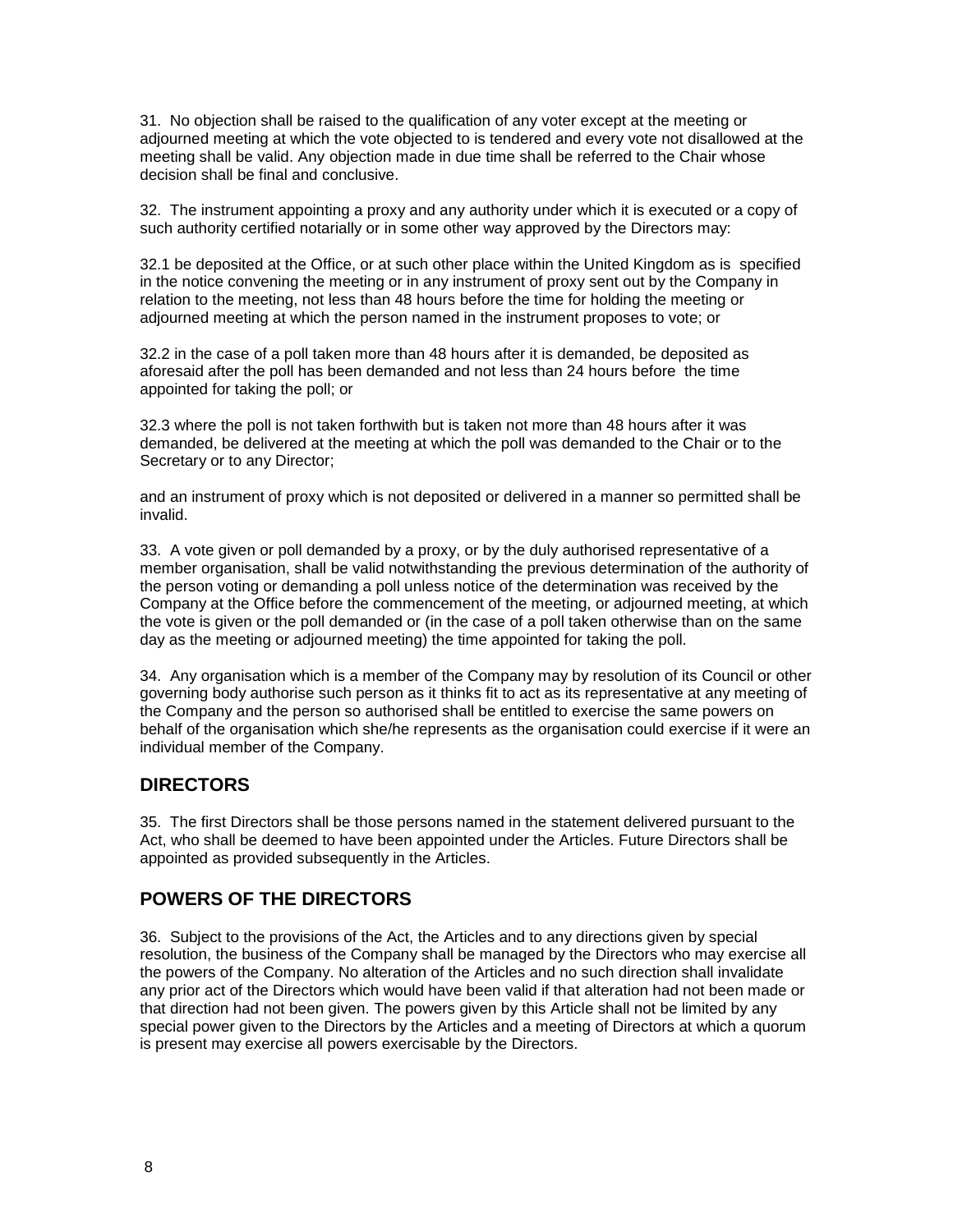31. No objection shall be raised to the qualification of any voter except at the meeting or adjourned meeting at which the vote objected to is tendered and every vote not disallowed at the meeting shall be valid. Any objection made in due time shall be referred to the Chair whose decision shall be final and conclusive.

32. The instrument appointing a proxy and any authority under which it is executed or a copy of such authority certified notarially or in some other way approved by the Directors may:

32.1 be deposited at the Office, or at such other place within the United Kingdom as is specified in the notice convening the meeting or in any instrument of proxy sent out by the Company in relation to the meeting, not less than 48 hours before the time for holding the meeting or adjourned meeting at which the person named in the instrument proposes to vote; or

32.2 in the case of a poll taken more than 48 hours after it is demanded, be deposited as aforesaid after the poll has been demanded and not less than 24 hours before the time appointed for taking the poll; or

32.3 where the poll is not taken forthwith but is taken not more than 48 hours after it was demanded, be delivered at the meeting at which the poll was demanded to the Chair or to the Secretary or to any Director;

and an instrument of proxy which is not deposited or delivered in a manner so permitted shall be invalid.

33. A vote given or poll demanded by a proxy, or by the duly authorised representative of a member organisation, shall be valid notwithstanding the previous determination of the authority of the person voting or demanding a poll unless notice of the determination was received by the Company at the Office before the commencement of the meeting, or adjourned meeting, at which the vote is given or the poll demanded or (in the case of a poll taken otherwise than on the same day as the meeting or adjourned meeting) the time appointed for taking the poll.

34. Any organisation which is a member of the Company may by resolution of its Council or other governing body authorise such person as it thinks fit to act as its representative at any meeting of the Company and the person so authorised shall be entitled to exercise the same powers on behalf of the organisation which she/he represents as the organisation could exercise if it were an individual member of the Company.

## DIRECTORS

35. The first Directors shall be those persons named in the statement delivered pursuant to the Act, who shall be deemed to have been appointed under the Articles. Future Directors shall be appointed as provided subsequently in the Articles.

## POWERS OF THE DIRECTORS

36. Subject to the provisions of the Act, the Articles and to any directions given by special resolution, the business of the Company shall be managed by the Directors who may exercise all the powers of the Company. No alteration of the Articles and no such direction shall invalidate any prior act of the Directors which would have been valid if that alteration had not been made or that direction had not been given. The powers given by this Article shall not be limited by any special power given to the Directors by the Articles and a meeting of Directors at which a quorum is present may exercise all powers exercisable by the Directors.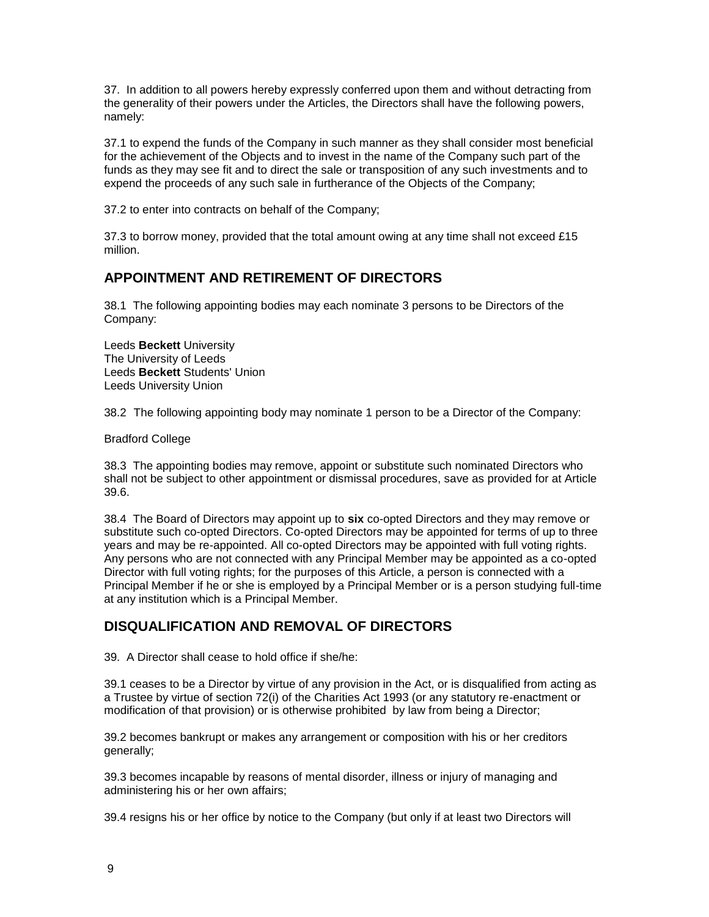37. In addition to all powers hereby expressly conferred upon them and without detracting from the generality of their powers under the Articles, the Directors shall have the following powers, namely:

37.1 to expend the funds of the Company in such manner as they shall consider most beneficial for the achievement of the Objects and to invest in the name of the Company such part of the funds as they may see fit and to direct the sale or transposition of any such investments and to expend the proceeds of any such sale in furtherance of the Objects of the Company;

37.2 to enter into contracts on behalf of the Company;

37.3 to borrow money, provided that the total amount owing at any time shall not exceed £15 million.

## APPOINTMENT AND RETIREMENT OF DIRECTORS

38.1 The following appointing bodies may each nominate 3 persons to be Directors of the Company:

Leeds **Beckett** University
The University of Leeds
Leeds **Beckett** Students' Union
Leeds University Union

38.2 The following appointing body may nominate 1 person to be a Director of the Company:

Bradford College

38.3 The appointing bodies may remove, appoint or substitute such nominated Directors who shall not be subject to other appointment or dismissal procedures, save as provided for at Article 39.6.

38.4 The Board of Directors may appoint up to **six** co-opted Directors and they may remove or substitute such co-opted Directors. Co-opted Directors may be appointed for terms of up to three years and may be re-appointed. All co-opted Directors may be appointed with full voting rights. Any persons who are not connected with any Principal Member may be appointed as a co-opted Director with full voting rights; for the purposes of this Article, a person is connected with a Principal Member if he or she is employed by a Principal Member or is a person studying full-time at any institution which is a Principal Member.

## DISQUALIFICATION AND REMOVAL OF DIRECTORS

39. A Director shall cease to hold office if she/he:

39.1 ceases to be a Director by virtue of any provision in the Act, or is disqualified from acting as a Trustee by virtue of section 72(i) of the Charities Act 1993 (or any statutory re-enactment or modification of that provision) or is otherwise prohibited by law from being a Director;

39.2 becomes bankrupt or makes any arrangement or composition with his or her creditors generally;

39.3 becomes incapable by reasons of mental disorder, illness or injury of managing and administering his or her own affairs;

39.4 resigns his or her office by notice to the Company (but only if at least two Directors will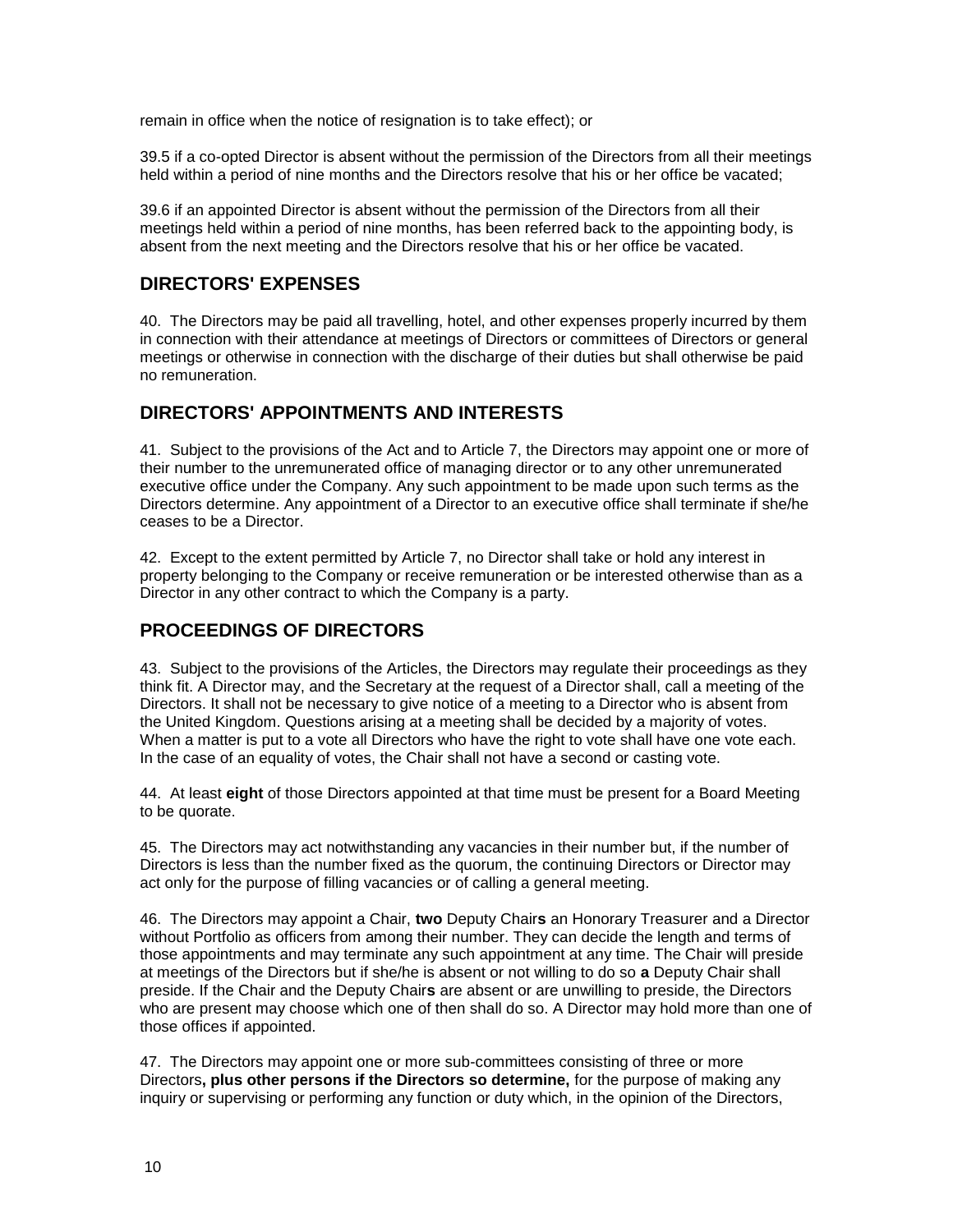remain in office when the notice of resignation is to take effect); or

39.5 if a co-opted Director is absent without the permission of the Directors from all their meetings held within a period of nine months and the Directors resolve that his or her office be vacated;

39.6 if an appointed Director is absent without the permission of the Directors from all their meetings held within a period of nine months, has been referred back to the appointing body, is absent from the next meeting and the Directors resolve that his or her office be vacated.

## DIRECTORS' EXPENSES

40. The Directors may be paid all travelling, hotel, and other expenses properly incurred by them in connection with their attendance at meetings of Directors or committees of Directors or general meetings or otherwise in connection with the discharge of their duties but shall otherwise be paid no remuneration.

## DIRECTORS' APPOINTMENTS AND INTERESTS

41. Subject to the provisions of the Act and to Article 7, the Directors may appoint one or more of their number to the unremunerated office of managing director or to any other unremunerated executive office under the Company. Any such appointment to be made upon such terms as the Directors determine. Any appointment of a Director to an executive office shall terminate if she/he ceases to be a Director.

42. Except to the extent permitted by Article 7, no Director shall take or hold any interest in property belonging to the Company or receive remuneration or be interested otherwise than as a Director in any other contract to which the Company is a party.

## PROCEEDINGS OF DIRECTORS

43. Subject to the provisions of the Articles, the Directors may regulate their proceedings as they think fit. A Director may, and the Secretary at the request of a Director shall, call a meeting of the Directors. It shall not be necessary to give notice of a meeting to a Director who is absent from the United Kingdom. Questions arising at a meeting shall be decided by a majority of votes. When a matter is put to a vote all Directors who have the right to vote shall have one vote each. In the case of an equality of votes, the Chair shall not have a second or casting vote.

44. At least **eight** of those Directors appointed at that time must be present for a Board Meeting to be quorate.

45. The Directors may act notwithstanding any vacancies in their number but, if the number of Directors is less than the number fixed as the quorum, the continuing Directors or Director may act only for the purpose of filling vacancies or of calling a general meeting.

46. The Directors may appoint a Chair, **two** Deputy Chair**s** an Honorary Treasurer and a Director without Portfolio as officers from among their number. They can decide the length and terms of those appointments and may terminate any such appointment at any time. The Chair will preside at meetings of the Directors but if she/he is absent or not willing to do so **a** Deputy Chair shall preside. If the Chair and the Deputy Chair**s** are absent or are unwilling to preside, the Directors who are present may choose which one of then shall do so. A Director may hold more than one of those offices if appointed.

47. The Directors may appoint one or more sub-committees consisting of three or more Directors**, plus other persons if the Directors so determine,** for the purpose of making any inquiry or supervising or performing any function or duty which, in the opinion of the Directors,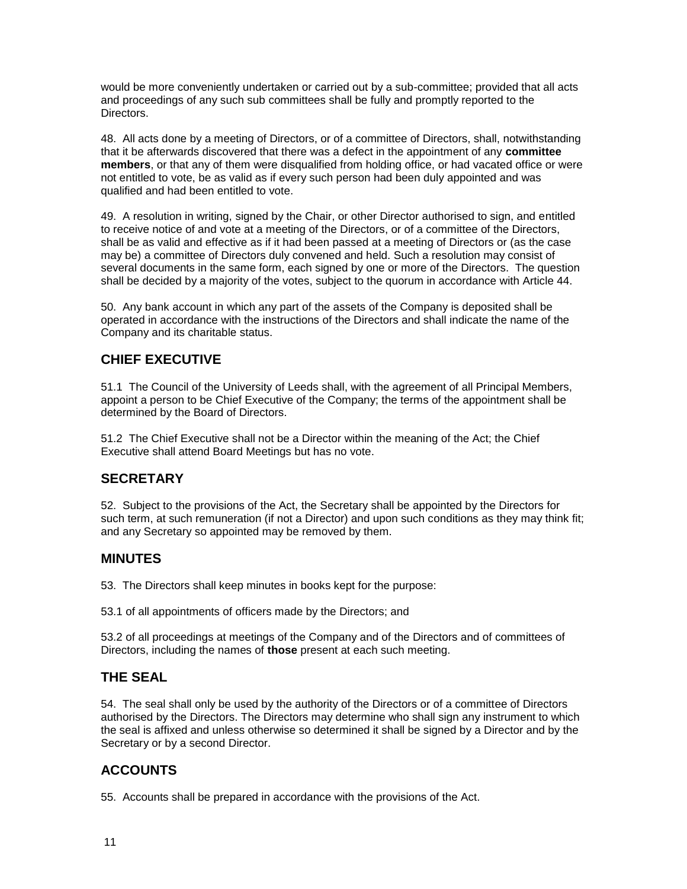would be more conveniently undertaken or carried out by a sub-committee; provided that all acts and proceedings of any such sub committees shall be fully and promptly reported to the Directors.

48. All acts done by a meeting of Directors, or of a committee of Directors, shall, notwithstanding that it be afterwards discovered that there was a defect in the appointment of any **committee members**, or that any of them were disqualified from holding office, or had vacated office or were not entitled to vote, be as valid as if every such person had been duly appointed and was qualified and had been entitled to vote.

49. A resolution in writing, signed by the Chair, or other Director authorised to sign, and entitled to receive notice of and vote at a meeting of the Directors, or of a committee of the Directors, shall be as valid and effective as if it had been passed at a meeting of Directors or (as the case may be) a committee of Directors duly convened and held. Such a resolution may consist of several documents in the same form, each signed by one or more of the Directors. The question shall be decided by a majority of the votes, subject to the quorum in accordance with Article 44.

50. Any bank account in which any part of the assets of the Company is deposited shall be operated in accordance with the instructions of the Directors and shall indicate the name of the Company and its charitable status.

## CHIEF EXECUTIVE

51.1 The Council of the University of Leeds shall, with the agreement of all Principal Members, appoint a person to be Chief Executive of the Company; the terms of the appointment shall be determined by the Board of Directors.

51.2 The Chief Executive shall not be a Director within the meaning of the Act; the Chief Executive shall attend Board Meetings but has no vote.

## SECRETARY

52. Subject to the provisions of the Act, the Secretary shall be appointed by the Directors for such term, at such remuneration (if not a Director) and upon such conditions as they may think fit; and any Secretary so appointed may be removed by them.

## MINUTES

53. The Directors shall keep minutes in books kept for the purpose:

53.1 of all appointments of officers made by the Directors; and

53.2 of all proceedings at meetings of the Company and of the Directors and of committees of Directors, including the names of **those** present at each such meeting.

## THE SEAL

54. The seal shall only be used by the authority of the Directors or of a committee of Directors authorised by the Directors. The Directors may determine who shall sign any instrument to which the seal is affixed and unless otherwise so determined it shall be signed by a Director and by the Secretary or by a second Director.

## ACCOUNTS

55. Accounts shall be prepared in accordance with the provisions of the Act.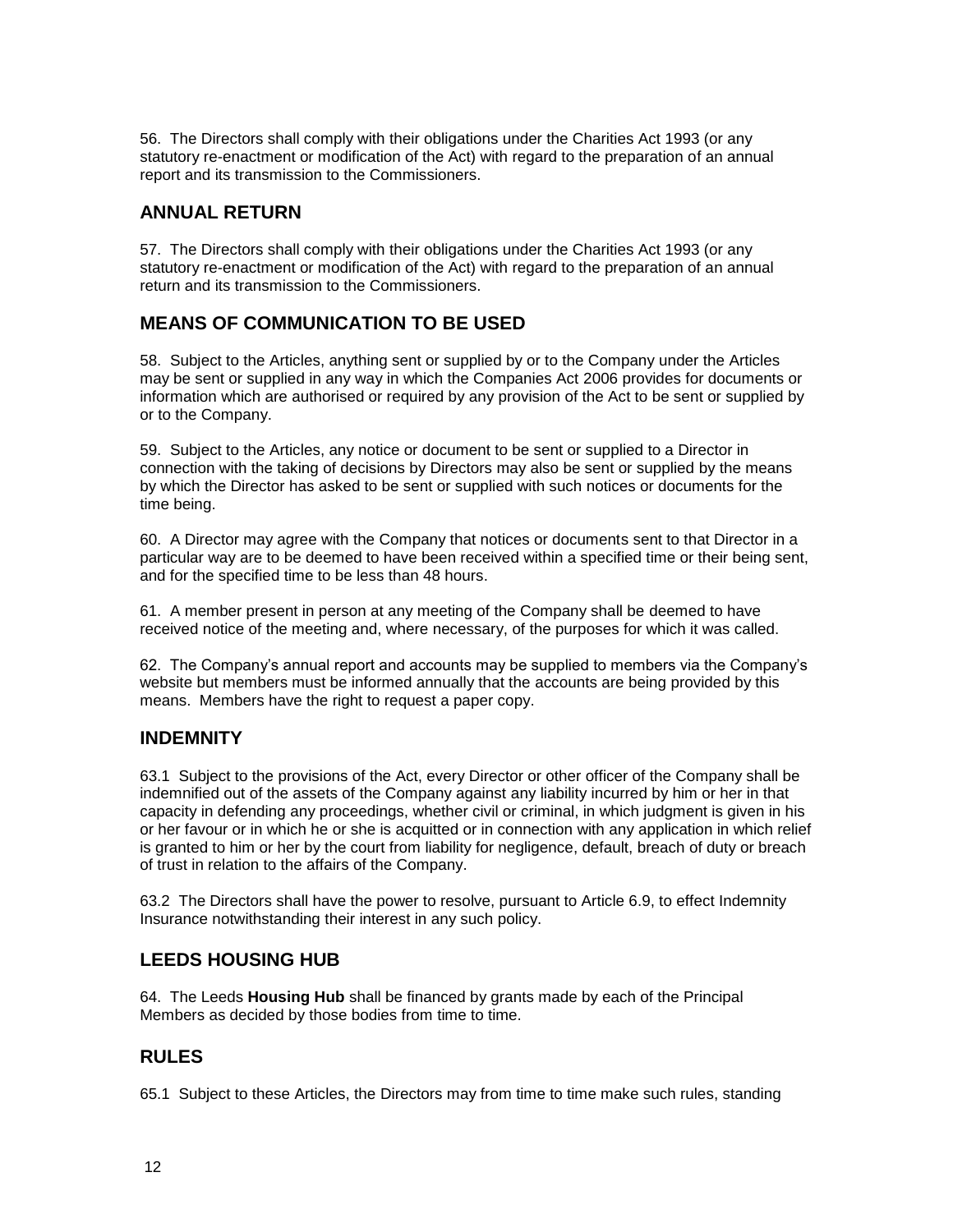56. The Directors shall comply with their obligations under the Charities Act 1993 (or any statutory re-enactment or modification of the Act) with regard to the preparation of an annual report and its transmission to the Commissioners.

## ANNUAL RETURN

57. The Directors shall comply with their obligations under the Charities Act 1993 (or any statutory re-enactment or modification of the Act) with regard to the preparation of an annual return and its transmission to the Commissioners.

## MEANS OF COMMUNICATION TO BE USED

58. Subject to the Articles, anything sent or supplied by or to the Company under the Articles may be sent or supplied in any way in which the Companies Act 2006 provides for documents or information which are authorised or required by any provision of the Act to be sent or supplied by or to the Company.

59. Subject to the Articles, any notice or document to be sent or supplied to a Director in connection with the taking of decisions by Directors may also be sent or supplied by the means by which the Director has asked to be sent or supplied with such notices or documents for the time being.

60. A Director may agree with the Company that notices or documents sent to that Director in a particular way are to be deemed to have been received within a specified time or their being sent, and for the specified time to be less than 48 hours.

61. A member present in person at any meeting of the Company shall be deemed to have received notice of the meeting and, where necessary, of the purposes for which it was called.

62. The Company's annual report and accounts may be supplied to members via the Company's website but members must be informed annually that the accounts are being provided by this means. Members have the right to request a paper copy.

## INDEMNITY

63.1 Subject to the provisions of the Act, every Director or other officer of the Company shall be indemnified out of the assets of the Company against any liability incurred by him or her in that capacity in defending any proceedings, whether civil or criminal, in which judgment is given in his or her favour or in which he or she is acquitted or in connection with any application in which relief is granted to him or her by the court from liability for negligence, default, breach of duty or breach of trust in relation to the affairs of the Company.

63.2 The Directors shall have the power to resolve, pursuant to Article 6.9, to effect Indemnity Insurance notwithstanding their interest in any such policy.

## LEEDS HOUSING HUB

64. The Leeds **Housing Hub** shall be financed by grants made by each of the Principal Members as decided by those bodies from time to time.

## RULES

65.1 Subject to these Articles, the Directors may from time to time make such rules, standing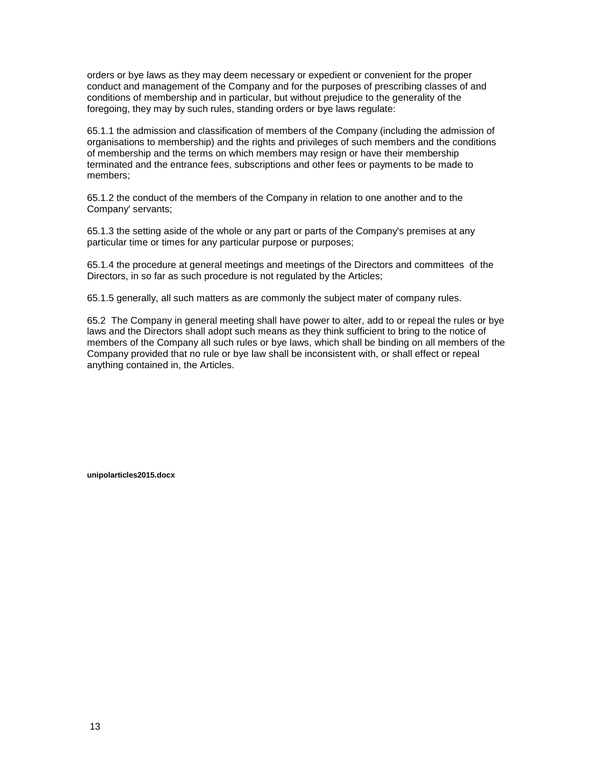orders or bye laws as they may deem necessary or expedient or convenient for the proper conduct and management of the Company and for the purposes of prescribing classes of and conditions of membership and in particular, but without prejudice to the generality of the foregoing, they may by such rules, standing orders or bye laws regulate:

65.1.1 the admission and classification of members of the Company (including the admission of organisations to membership) and the rights and privileges of such members and the conditions of membership and the terms on which members may resign or have their membership terminated and the entrance fees, subscriptions and other fees or payments to be made to members;

65.1.2 the conduct of the members of the Company in relation to one another and to the Company' servants;

65.1.3 the setting aside of the whole or any part or parts of the Company's premises at any particular time or times for any particular purpose or purposes;

65.1.4 the procedure at general meetings and meetings of the Directors and committees of the Directors, in so far as such procedure is not regulated by the Articles;

65.1.5 generally, all such matters as are commonly the subject mater of company rules.

65.2 The Company in general meeting shall have power to alter, add to or repeal the rules or bye laws and the Directors shall adopt such means as they think sufficient to bring to the notice of members of the Company all such rules or bye laws, which shall be binding on all members of the Company provided that no rule or bye law shall be inconsistent with, or shall effect or repeal anything contained in, the Articles.

**unipolarticles2015.docx**